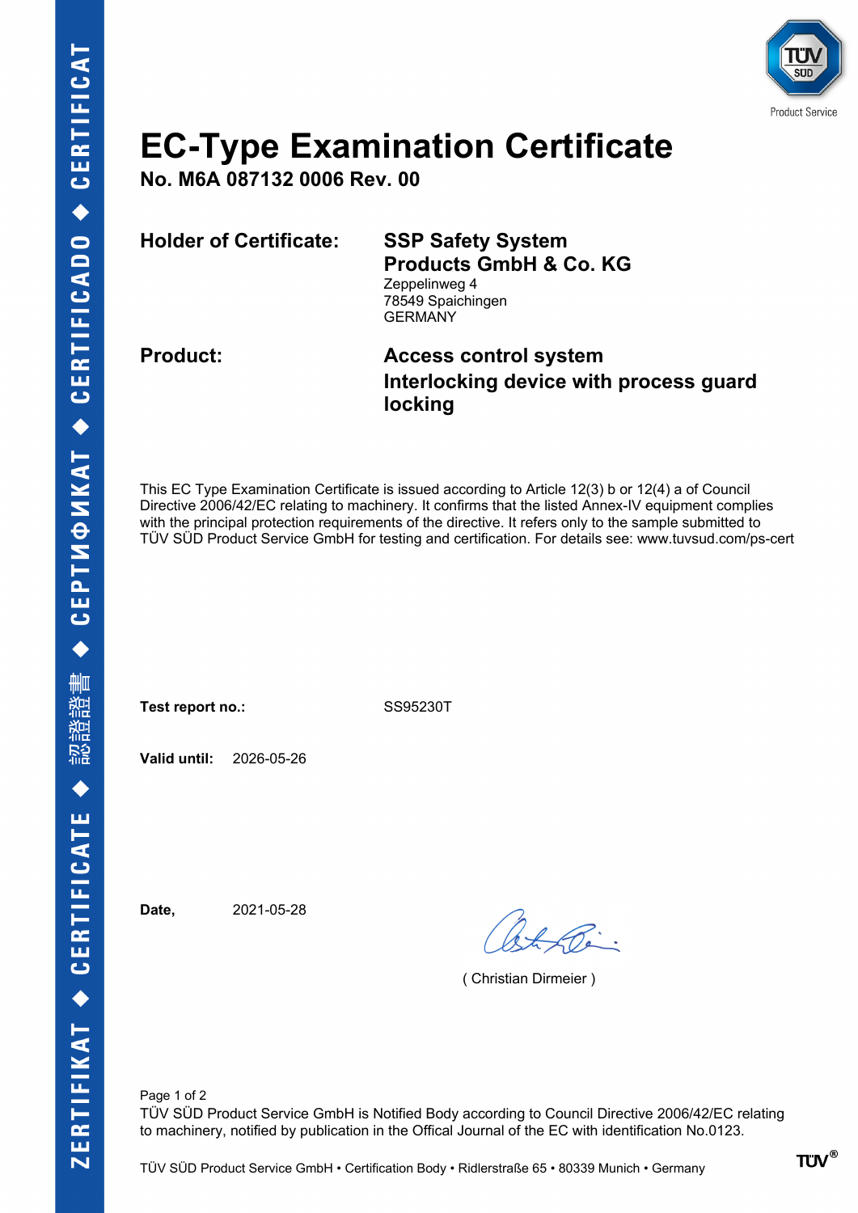# EC-Type Examination Certificate

**No. M6A 087132 0006 Rev. 00**

**Holder of Certificate:** **SSP Safety System Products GmbH & Co. KG**
Zeppelinweg 4
78549 Spaichingen
GERMANY

**Product:** **Access control system**
**Interlocking device with process guard locking**

This EC Type Examination Certificate is issued according to Article 12(3) b or 12(4) a of Council Directive 2006/42/EC relating to machinery. It confirms that the listed Annex-IV equipment complies with the principal protection requirements of the directive. It refers only to the sample submitted to TÜV SÜD Product Service GmbH for testing and certification. For details see: www.tuvsud.com/ps-cert

**Test report no.:** SS95230T

**Valid until:** 2026-05-26

**Date,** 2021-05-28

( Christian Dirmeier )

TÜV SÜD Product Service GmbH is Notified Body according to Council Directive 2006/42/EC relating to machinery, notified by publication in the Offical Journal of the EC with identification No.0123.

TÜV SÜD Product Service GmbH • Certification Body • Ridlerstraße 65 • 80339 Munich • Germany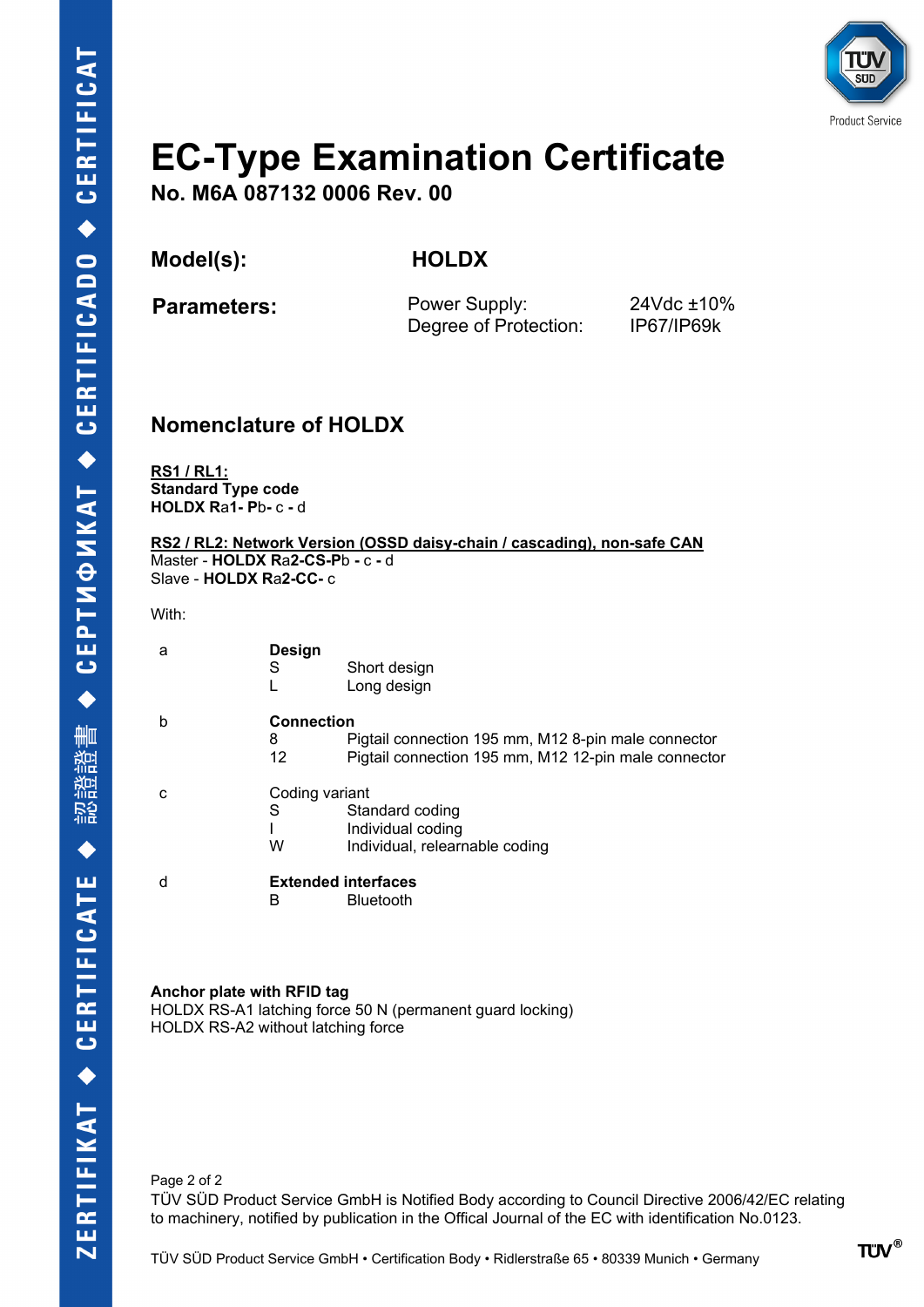# EC-Type Examination Certificate

**No. M6A 087132 0006 Rev. 00**

| | | |
|---|---|---|
| **Model(s):** | **HOLDX** | |
| **Parameters:** | Power Supply: | 24Vdc ±10% |
| | Degree of Protection: | IP67/IP69k |

## Nomenclature of HOLDX

**RS1 / RL1:**
**Standard Type code**
**HOLDX R**a**1- P**b- c **-** d

**RS2 / RL2: Network Version (OSSD daisy-chain / cascading), non-safe CAN**
Master - **HOLDX R**a**2-CS-P**b **-** c **-** d
Slave - **HOLDX R**a**2-CC-** c

With:

| | | | |
|---|---|---|---|
| a | **Design** | | |
| | S | Short design | |
| | L | Long design | |
| b | **Connection** | | |
| | 8 | Pigtail connection 195 mm, M12 8-pin male connector | |
| | 12 | Pigtail connection 195 mm, M12 12-pin male connector | |
| c | Coding variant | | |
| | S | Standard coding | |
| | I | Individual coding | |
| | W | Individual, relearnable coding | |
| d | **Extended interfaces** | | |
| | B | Bluetooth | |

**Anchor plate with RFID tag**
HOLDX RS-A1 latching force 50 N (permanent guard locking)
HOLDX RS-A2 without latching force

TÜV SÜD Product Service GmbH is Notified Body according to Council Directive 2006/42/EC relating to machinery, notified by publication in the Offical Journal of the EC with identification No.0123.

TÜV SÜD Product Service GmbH • Certification Body • Ridlerstraße 65 • 80339 Munich • Germany